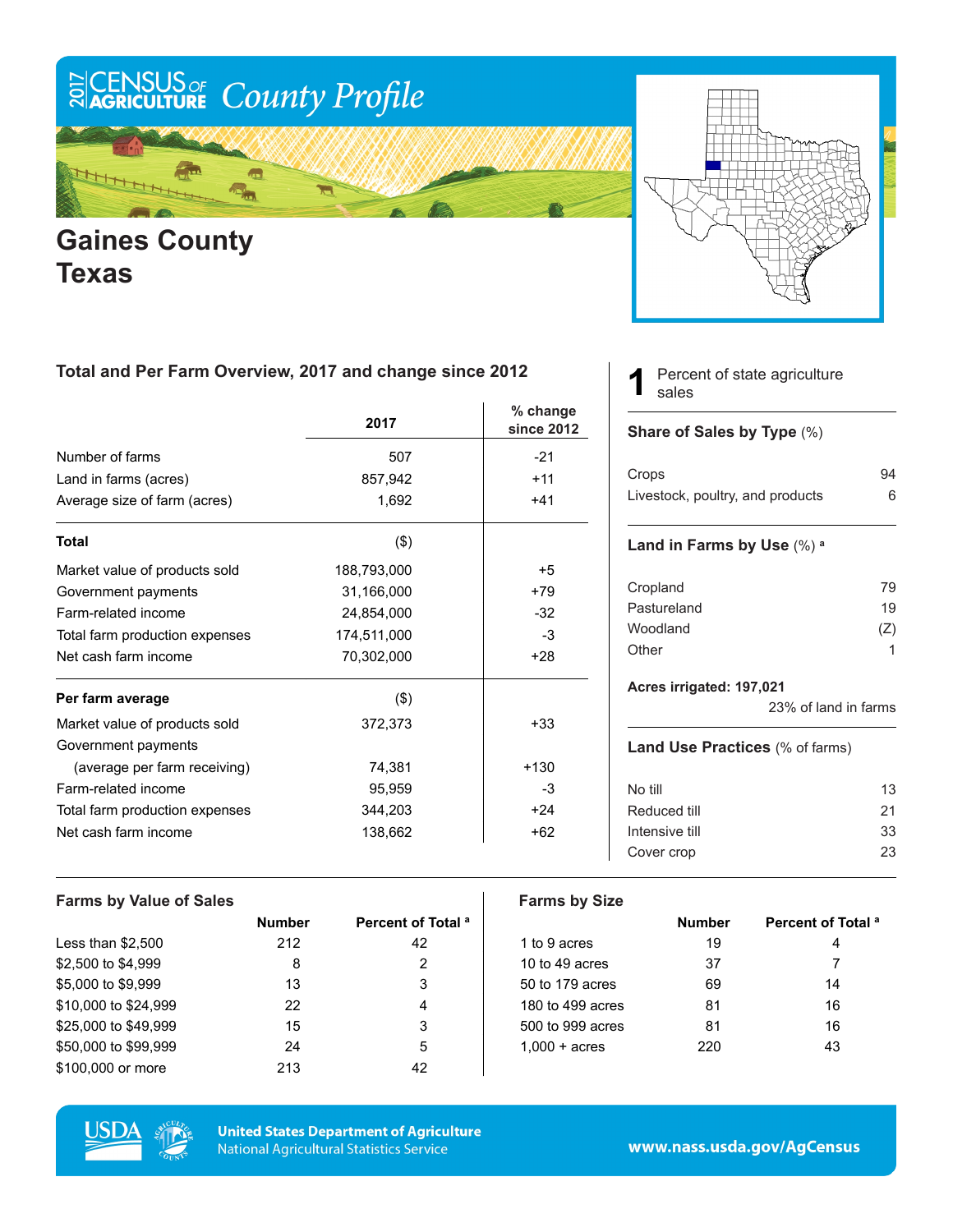2017 CENSUS OF AGRICULTURE *County Profile*

# Gaines County
# Texas

## Total and Per Farm Overview, 2017 and change since 2012

| | 2017 | % change since 2012 |
|---|---|---|
| Number of farms | 507 | -21 |
| Land in farms (acres) | 857,942 | +11 |
| Average size of farm (acres) | 1,692 | +41 |
| **Total** | ($) | |
| Market value of products sold | 188,793,000 | +5 |
| Government payments | 31,166,000 | +79 |
| Farm-related income | 24,854,000 | -32 |
| Total farm production expenses | 174,511,000 | -3 |
| Net cash farm income | 70,302,000 | +28 |
| **Per farm average** | ($) | |
| Market value of products sold | 372,373 | +33 |
| Government payments (average per farm receiving) | 74,381 | +130 |
| Farm-related income | 95,959 | -3 |
| Total farm production expenses | 344,203 | +24 |
| Net cash farm income | 138,662 | +62 |

**1** Percent of state agriculture sales

### Share of Sales by Type (%)

| | |
|---|---|
| Crops | 94 |
| Livestock, poultry, and products | 6 |

### Land in Farms by Use (%) [a]

| | |
|---|---|
| Cropland | 79 |
| Pastureland | 19 |
| Woodland | (Z) |
| Other | 1 |

**Acres irrigated: 197,021**
23% of land in farms

### Land Use Practices (% of farms)

| | |
|---|---|
| No till | 13 |
| Reduced till | 21 |
| Intensive till | 33 |
| Cover crop | 23 |

## Farms by Value of Sales

| | Number | Percent of Total [a] |
|---|---|---|
| Less than $2,500 | 212 | 42 |
| $2,500 to $4,999 | 8 | 2 |
| $5,000 to $9,999 | 13 | 3 |
| $10,000 to $24,999 | 22 | 4 |
| $25,000 to $49,999 | 15 | 3 |
| $50,000 to $99,999 | 24 | 5 |
| $100,000 or more | 213 | 42 |

## Farms by Size

| | Number | Percent of Total [a] |
|---|---|---|
| 1 to 9 acres | 19 | 4 |
| 10 to 49 acres | 37 | 7 |
| 50 to 179 acres | 69 | 14 |
| 180 to 499 acres | 81 | 16 |
| 500 to 999 acres | 81 | 16 |
| 1,000 + acres | 220 | 43 |

USDA United States Department of Agriculture
National Agricultural Statistics Service

www.nass.usda.gov/AgCensus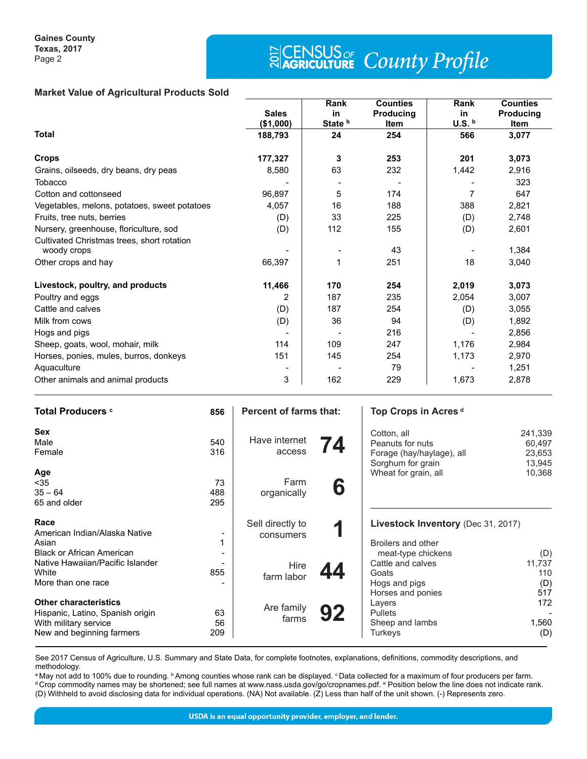Gaines County
Texas, 2017

# 2017 Census of Agriculture County Profile

## Market Value of Agricultural Products Sold

| | Sales ($1,000) | Rank in State [b] | Counties Producing Item | Rank in U.S. [b] | Counties Producing Item |
|---|---|---|---|---|---|
| **Total** | **188,793** | **24** | **254** | **566** | **3,077** |
| **Crops** | **177,327** | **3** | **253** | **201** | **3,073** |
| Grains, oilseeds, dry beans, dry peas | 8,580 | 63 | 232 | 1,442 | 2,916 |
| Tobacco | - | - | - | - | 323 |
| Cotton and cottonseed | 96,897 | 5 | 174 | 7 | 647 |
| Vegetables, melons, potatoes, sweet potatoes | 4,057 | 16 | 188 | 388 | 2,821 |
| Fruits, tree nuts, berries | (D) | 33 | 225 | (D) | 2,748 |
| Nursery, greenhouse, floriculture, sod | (D) | 112 | 155 | (D) | 2,601 |
| Cultivated Christmas trees, short rotation woody crops | - | - | 43 | - | 1,384 |
| Other crops and hay | 66,397 | 1 | 251 | 18 | 3,040 |
| **Livestock, poultry, and products** | **11,466** | **170** | **254** | **2,019** | **3,073** |
| Poultry and eggs | 2 | 187 | 235 | 2,054 | 3,007 |
| Cattle and calves | (D) | 187 | 254 | (D) | 3,055 |
| Milk from cows | (D) | 36 | 94 | (D) | 1,892 |
| Hogs and pigs | - | - | 216 | - | 2,856 |
| Sheep, goats, wool, mohair, milk | 114 | 109 | 247 | 1,176 | 2,984 |
| Horses, ponies, mules, burros, donkeys | 151 | 145 | 254 | 1,173 | 2,970 |
| Aquaculture | - | - | 79 | - | 1,251 |
| Other animals and animal products | 3 | 162 | 229 | 1,673 | 2,878 |

## Total Producers [c] 856

| | |
|---|---|
| **Sex** | |
| Male | 540 |
| Female | 316 |
| **Age** | |
| <35 | 73 |
| 35 – 64 | 488 |
| 65 and older | 295 |
| **Race** | |
| American Indian/Alaska Native | - |
| Asian | 1 |
| Black or African American | - |
| Native Hawaiian/Pacific Islander | - |
| White | 855 |
| More than one race | - |
| **Other characteristics** | |
| Hispanic, Latino, Spanish origin | 63 |
| With military service | 56 |
| New and beginning farmers | 209 |

## Percent of farms that:

| | |
|---|---|
| Have internet access | 74 |
| Farm organically | 6 |
| Sell directly to consumers | 1 |
| Hire farm labor | 44 |
| Are family farms | 92 |

## Top Crops in Acres [d]

| | |
|---|---|
| Cotton, all | 241,339 |
| Peanuts for nuts | 60,497 |
| Forage (hay/haylage), all | 23,653 |
| Sorghum for grain | 13,945 |
| Wheat for grain, all | 10,368 |

## Livestock Inventory (Dec 31, 2017)

| | |
|---|---|
| Broilers and other meat-type chickens | (D) |
| Cattle and calves | 11,737 |
| Goats | 110 |
| Hogs and pigs | (D) |
| Horses and ponies | 517 |
| Layers | 172 |
| Pullets | - |
| Sheep and lambs | 1,560 |
| Turkeys | (D) |

See 2017 Census of Agriculture, U.S. Summary and State Data, for complete footnotes, explanations, definitions, commodity descriptions, and methodology.

[a] May not add to 100% due to rounding. [b] Among counties whose rank can be displayed. [c] Data collected for a maximum of four producers per farm. [d] Crop commodity names may be shortened; see full names at www.nass.usda.gov/go/cropnames.pdf. [e] Position below the line does not indicate rank. (D) Withheld to avoid disclosing data for individual operations. (NA) Not available. (Z) Less than half of the unit shown. (-) Represents zero.

USDA is an equal opportunity provider, employer, and lender.